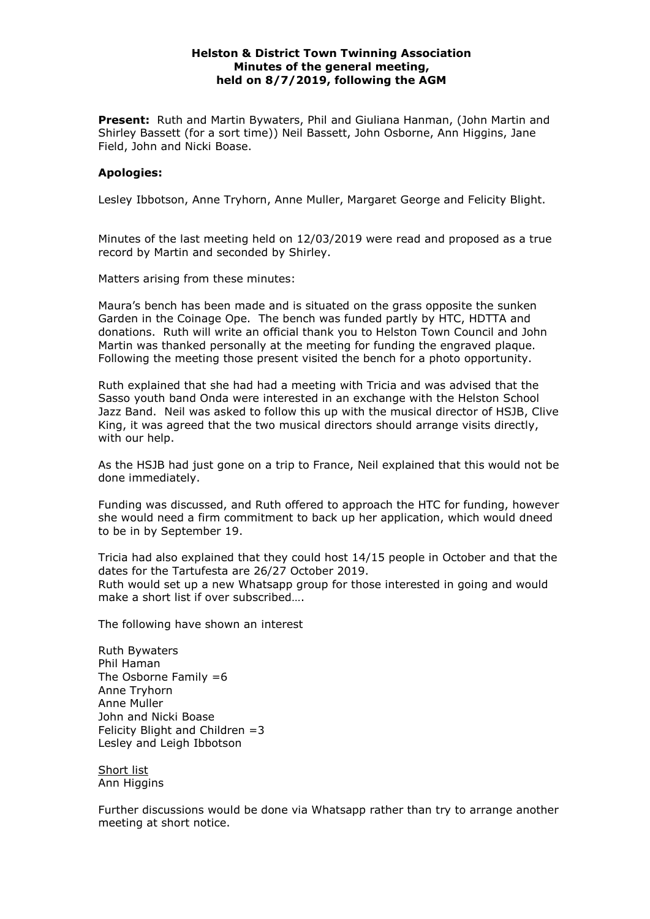**Helston & District Town Twinning Association**
**Minutes of the general meeting,**
**held on 8/7/2019, following the AGM**

**Present:** Ruth and Martin Bywaters, Phil and Giuliana Hanman, (John Martin and Shirley Bassett (for a sort time)) Neil Bassett, John Osborne, Ann Higgins, Jane Field, John and Nicki Boase.

**Apologies:**

Lesley Ibbotson, Anne Tryhorn, Anne Muller, Margaret George and Felicity Blight.

Minutes of the last meeting held on 12/03/2019 were read and proposed as a true record by Martin and seconded by Shirley.

Matters arising from these minutes:

Maura's bench has been made and is situated on the grass opposite the sunken Garden in the Coinage Ope. The bench was funded partly by HTC, HDTTA and donations. Ruth will write an official thank you to Helston Town Council and John Martin was thanked personally at the meeting for funding the engraved plaque. Following the meeting those present visited the bench for a photo opportunity.

Ruth explained that she had had a meeting with Tricia and was advised that the Sasso youth band Onda were interested in an exchange with the Helston School Jazz Band. Neil was asked to follow this up with the musical director of HSJB, Clive King, it was agreed that the two musical directors should arrange visits directly, with our help.

As the HSJB had just gone on a trip to France, Neil explained that this would not be done immediately.

Funding was discussed, and Ruth offered to approach the HTC for funding, however she would need a firm commitment to back up her application, which would dneed to be in by September 19.

Tricia had also explained that they could host 14/15 people in October and that the dates for the Tartufesta are 26/27 October 2019.
Ruth would set up a new Whatsapp group for those interested in going and would make a short list if over subscribed….

The following have shown an interest

Ruth Bywaters
Phil Haman
The Osborne Family =6
Anne Tryhorn
Anne Muller
John and Nicki Boase
Felicity Blight and Children =3
Lesley and Leigh Ibbotson

<u>Short list</u>
Ann Higgins

Further discussions would be done via Whatsapp rather than try to arrange another meeting at short notice.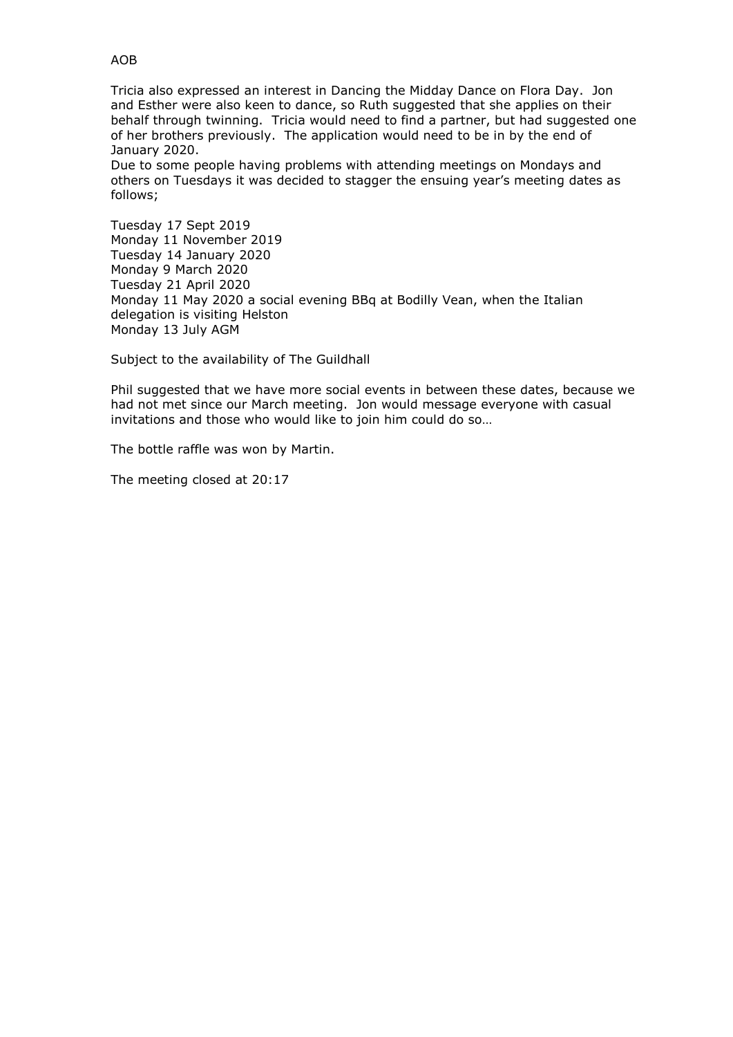AOB

Tricia also expressed an interest in Dancing the Midday Dance on Flora Day. Jon and Esther were also keen to dance, so Ruth suggested that she applies on their behalf through twinning. Tricia would need to find a partner, but had suggested one of her brothers previously. The application would need to be in by the end of January 2020.
Due to some people having problems with attending meetings on Mondays and others on Tuesdays it was decided to stagger the ensuing year's meeting dates as follows;

Tuesday 17 Sept 2019
Monday 11 November 2019
Tuesday 14 January 2020
Monday 9 March 2020
Tuesday 21 April 2020
Monday 11 May 2020 a social evening BBq at Bodilly Vean, when the Italian delegation is visiting Helston
Monday 13 July AGM

Subject to the availability of The Guildhall

Phil suggested that we have more social events in between these dates, because we had not met since our March meeting. Jon would message everyone with casual invitations and those who would like to join him could do so…

The bottle raffle was won by Martin.

The meeting closed at 20:17